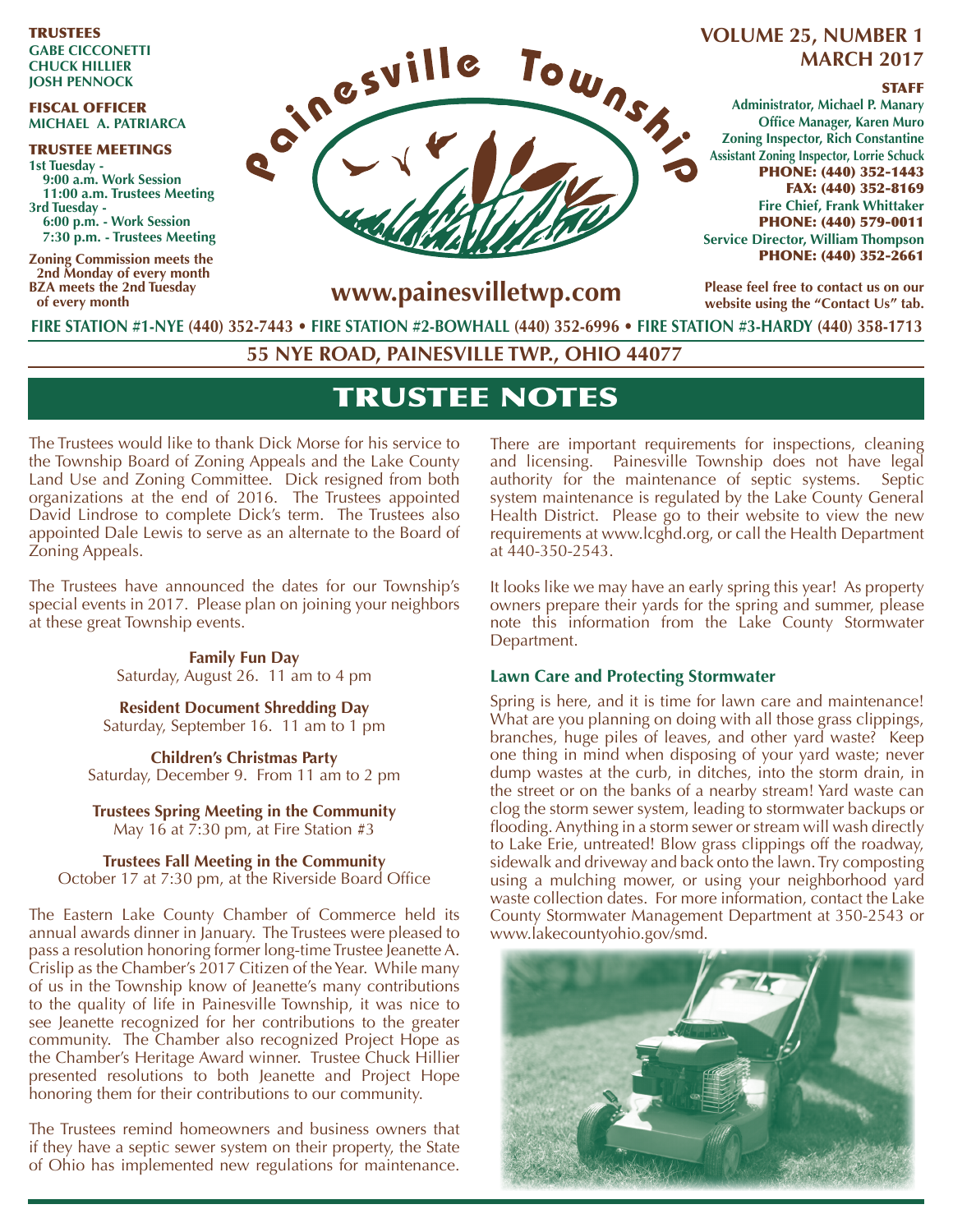**TRUSTEES**
**GABE CICCONETTI**
**CHUCK HILLIER**
**JOSH PENNOCK**

**FISCAL OFFICER**
**MICHAEL A. PATRIARCA**

**TRUSTEE MEETINGS**
**1st Tuesday -**
**9:00 a.m. Work Session**
**11:00 a.m. Trustees Meeting**
**3rd Tuesday -**
**6:00 p.m. - Work Session**
**7:30 p.m. - Trustees Meeting**

**Zoning Commission meets the 2nd Monday of every month**
**BZA meets the 2nd Tuesday of every month**

# Painesville Township

**www.painesvilletwp.com**

**VOLUME 25, NUMBER 1**
**MARCH 2017**

**STAFF**
**Administrator, Michael P. Manary**
**Office Manager, Karen Muro**
**Zoning Inspector, Rich Constantine**
**Assistant Zoning Inspector, Lorrie Schuck**
**PHONE: (440) 352-1443**
**FAX: (440) 352-8169**
**Fire Chief, Frank Whittaker**
**PHONE: (440) 579-0011**
**Service Director, William Thompson**
**PHONE: (440) 352-2661**

**Please feel free to contact us on our website using the "Contact Us" tab.**

**FIRE STATION #1-NYE (440) 352-7443 • FIRE STATION #2-BOWHALL (440) 352-6996 • FIRE STATION #3-HARDY (440) 358-1713**

**55 NYE ROAD, PAINESVILLE TWP., OHIO 44077**

## TRUSTEE NOTES

The Trustees would like to thank Dick Morse for his service to the Township Board of Zoning Appeals and the Lake County Land Use and Zoning Committee. Dick resigned from both organizations at the end of 2016. The Trustees appointed David Lindrose to complete Dick's term. The Trustees also appointed Dale Lewis to serve as an alternate to the Board of Zoning Appeals.

The Trustees have announced the dates for our Township's special events in 2017. Please plan on joining your neighbors at these great Township events.

**Family Fun Day**
Saturday, August 26. 11 am to 4 pm

**Resident Document Shredding Day**
Saturday, September 16. 11 am to 1 pm

**Children's Christmas Party**
Saturday, December 9. From 11 am to 2 pm

**Trustees Spring Meeting in the Community**
May 16 at 7:30 pm, at Fire Station #3

**Trustees Fall Meeting in the Community**
October 17 at 7:30 pm, at the Riverside Board Office

The Eastern Lake County Chamber of Commerce held its annual awards dinner in January. The Trustees were pleased to pass a resolution honoring former long-time Trustee Jeanette A. Crislip as the Chamber's 2017 Citizen of the Year. While many of us in the Township know of Jeanette's many contributions to the quality of life in Painesville Township, it was nice to see Jeanette recognized for her contributions to the greater community. The Chamber also recognized Project Hope as the Chamber's Heritage Award winner. Trustee Chuck Hillier presented resolutions to both Jeanette and Project Hope honoring them for their contributions to our community.

The Trustees remind homeowners and business owners that if they have a septic sewer system on their property, the State of Ohio has implemented new regulations for maintenance. There are important requirements for inspections, cleaning and licensing. Painesville Township does not have legal authority for the maintenance of septic systems. Septic system maintenance is regulated by the Lake County General Health District. Please go to their website to view the new requirements at www.lcghd.org, or call the Health Department at 440-350-2543.

It looks like we may have an early spring this year! As property owners prepare their yards for the spring and summer, please note this information from the Lake County Stormwater Department.

### Lawn Care and Protecting Stormwater

Spring is here, and it is time for lawn care and maintenance! What are you planning on doing with all those grass clippings, branches, huge piles of leaves, and other yard waste? Keep one thing in mind when disposing of your yard waste; never dump wastes at the curb, in ditches, into the storm drain, in the street or on the banks of a nearby stream! Yard waste can clog the storm sewer system, leading to stormwater backups or flooding. Anything in a storm sewer or stream will wash directly to Lake Erie, untreated! Blow grass clippings off the roadway, sidewalk and driveway and back onto the lawn. Try composting using a mulching mower, or using your neighborhood yard waste collection dates. For more information, contact the Lake County Stormwater Management Department at 350-2543 or www.lakecountyohio.gov/smd.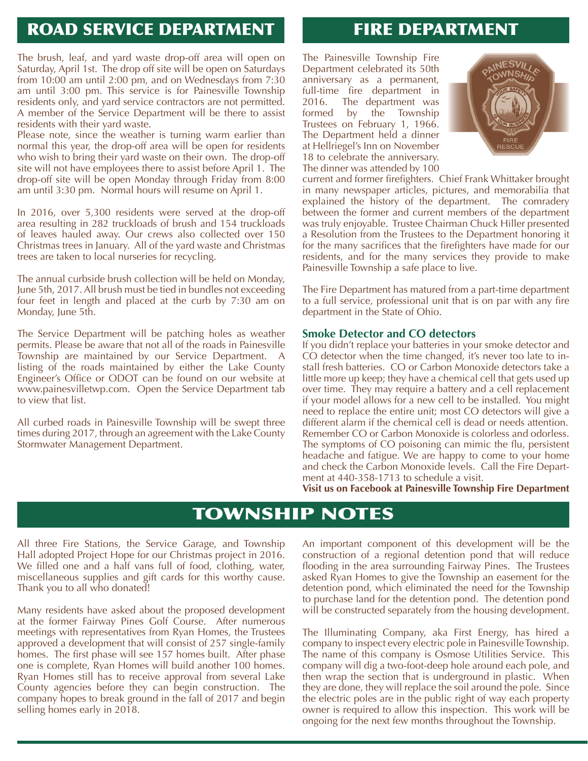## ROAD SERVICE DEPARTMENT

The brush, leaf, and yard waste drop-off area will open on Saturday, April 1st. The drop off site will be open on Saturdays from 10:00 am until 2:00 pm, and on Wednesdays from 7:30 am until 3:00 pm. This service is for Painesville Township residents only, and yard service contractors are not permitted. A member of the Service Department will be there to assist residents with their yard waste.

Please note, since the weather is turning warm earlier than normal this year, the drop-off area will be open for residents who wish to bring their yard waste on their own. The drop-off site will not have employees there to assist before April 1. The drop-off site will be open Monday through Friday from 8:00 am until 3:30 pm. Normal hours will resume on April 1.

In 2016, over 5,300 residents were served at the drop-off area resulting in 282 truckloads of brush and 154 truckloads of leaves hauled away. Our crews also collected over 150 Christmas trees in January. All of the yard waste and Christmas trees are taken to local nurseries for recycling.

The annual curbside brush collection will be held on Monday, June 5th, 2017. All brush must be tied in bundles not exceeding four feet in length and placed at the curb by 7:30 am on Monday, June 5th.

The Service Department will be patching holes as weather permits. Please be aware that not all of the roads in Painesville Township are maintained by our Service Department. A listing of the roads maintained by either the Lake County Engineer's Office or ODOT can be found on our website at www.painesvilletwp.com. Open the Service Department tab to view that list.

All curbed roads in Painesville Township will be swept three times during 2017, through an agreement with the Lake County Stormwater Management Department.

## FIRE DEPARTMENT

The Painesville Township Fire Department celebrated its 50th anniversary as a permanent, full-time fire department in 2016. The department was formed by the Township Trustees on February 1, 1966. The Department held a dinner at Hellriegel's Inn on November 18 to celebrate the anniversary. The dinner was attended by 100 current and former firefighters. Chief Frank Whittaker brought in many newspaper articles, pictures, and memorabilia that explained the history of the department. The comradery between the former and current members of the department was truly enjoyable. Trustee Chairman Chuck Hiller presented a Resolution from the Trustees to the Department honoring it for the many sacrifices that the firefighters have made for our residents, and for the many services they provide to make Painesville Township a safe place to live.

The Fire Department has matured from a part-time department to a full service, professional unit that is on par with any fire department in the State of Ohio.

### Smoke Detector and CO detectors

If you didn't replace your batteries in your smoke detector and CO detector when the time changed, it's never too late to install fresh batteries. CO or Carbon Monoxide detectors take a little more up keep; they have a chemical cell that gets used up over time. They may require a battery and a cell replacement if your model allows for a new cell to be installed. You might need to replace the entire unit; most CO detectors will give a different alarm if the chemical cell is dead or needs attention. Remember CO or Carbon Monoxide is colorless and odorless. The symptoms of CO poisoning can mimic the flu, persistent headache and fatigue. We are happy to come to your home and check the Carbon Monoxide levels. Call the Fire Department at 440-358-1713 to schedule a visit.

**Visit us on Facebook at Painesville Township Fire Department**

## TOWNSHIP NOTES

All three Fire Stations, the Service Garage, and Township Hall adopted Project Hope for our Christmas project in 2016. We filled one and a half vans full of food, clothing, water, miscellaneous supplies and gift cards for this worthy cause. Thank you to all who donated!

Many residents have asked about the proposed development at the former Fairway Pines Golf Course. After numerous meetings with representatives from Ryan Homes, the Trustees approved a development that will consist of 257 single-family homes. The first phase will see 157 homes built. After phase one is complete, Ryan Homes will build another 100 homes. Ryan Homes still has to receive approval from several Lake County agencies before they can begin construction. The company hopes to break ground in the fall of 2017 and begin selling homes early in 2018.

An important component of this development will be the construction of a regional detention pond that will reduce flooding in the area surrounding Fairway Pines. The Trustees asked Ryan Homes to give the Township an easement for the detention pond, which eliminated the need for the Township to purchase land for the detention pond. The detention pond will be constructed separately from the housing development.

The Illuminating Company, aka First Energy, has hired a company to inspect every electric pole in Painesville Township. The name of this company is Osmose Utilities Service. This company will dig a two-foot-deep hole around each pole, and then wrap the section that is underground in plastic. When they are done, they will replace the soil around the pole. Since the electric poles are in the public right of way each property owner is required to allow this inspection. This work will be ongoing for the next few months throughout the Township.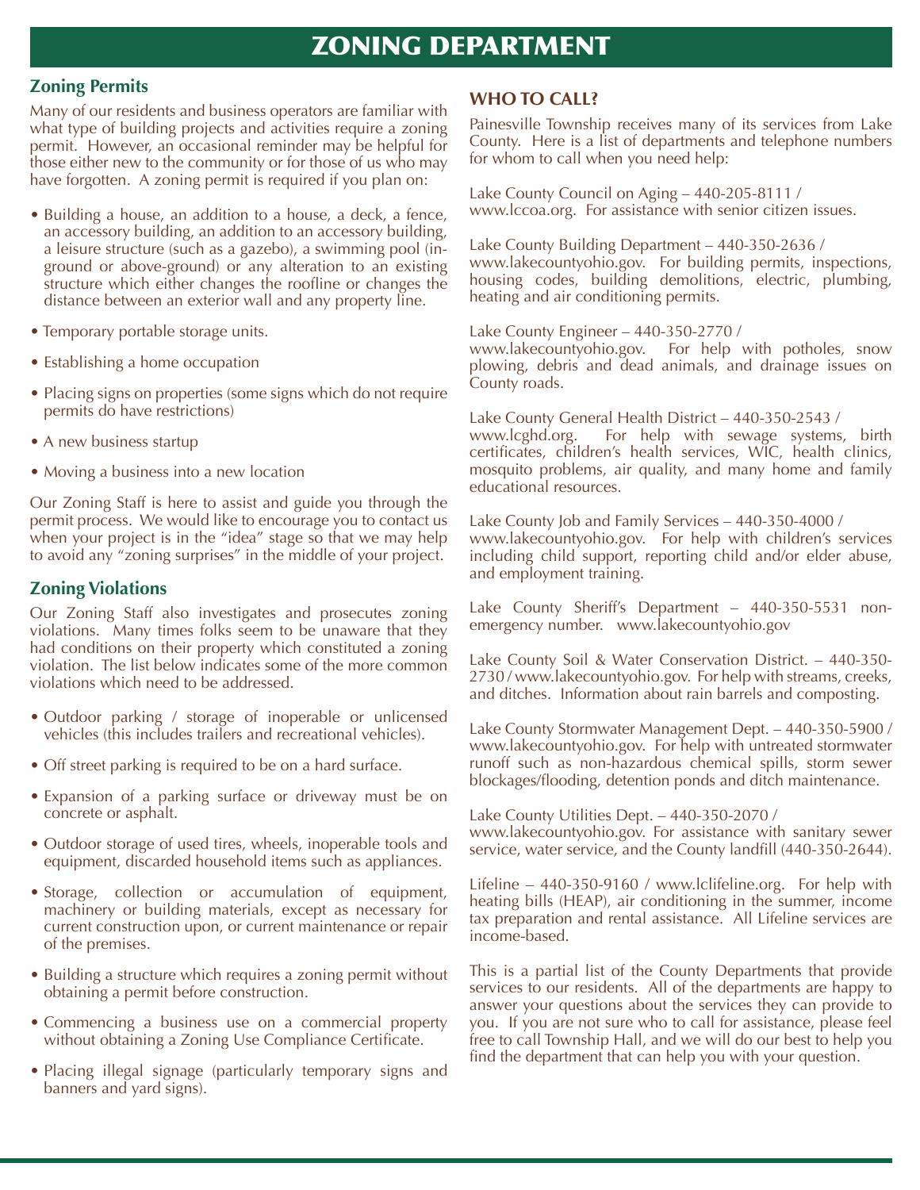# ZONING DEPARTMENT

## Zoning Permits

Many of our residents and business operators are familiar with what type of building projects and activities require a zoning permit. However, an occasional reminder may be helpful for those either new to the community or for those of us who may have forgotten. A zoning permit is required if you plan on:

- Building a house, an addition to a house, a deck, a fence, an accessory building, an addition to an accessory building, a leisure structure (such as a gazebo), a swimming pool (in-ground or above-ground) or any alteration to an existing structure which either changes the roofline or changes the distance between an exterior wall and any property line.
- Temporary portable storage units.
- Establishing a home occupation
- Placing signs on properties (some signs which do not require permits do have restrictions)
- A new business startup
- Moving a business into a new location

Our Zoning Staff is here to assist and guide you through the permit process. We would like to encourage you to contact us when your project is in the "idea" stage so that we may help to avoid any "zoning surprises" in the middle of your project.

## Zoning Violations

Our Zoning Staff also investigates and prosecutes zoning violations. Many times folks seem to be unaware that they had conditions on their property which constituted a zoning violation. The list below indicates some of the more common violations which need to be addressed.

- Outdoor parking / storage of inoperable or unlicensed vehicles (this includes trailers and recreational vehicles).
- Off street parking is required to be on a hard surface.
- Expansion of a parking surface or driveway must be on concrete or asphalt.
- Outdoor storage of used tires, wheels, inoperable tools and equipment, discarded household items such as appliances.
- Storage, collection or accumulation of equipment, machinery or building materials, except as necessary for current construction upon, or current maintenance or repair of the premises.
- Building a structure which requires a zoning permit without obtaining a permit before construction.
- Commencing a business use on a commercial property without obtaining a Zoning Use Compliance Certificate.
- Placing illegal signage (particularly temporary signs and banners and yard signs).

## WHO TO CALL?

Painesville Township receives many of its services from Lake County. Here is a list of departments and telephone numbers for whom to call when you need help:

Lake County Council on Aging – 440-205-8111 / www.lccoa.org. For assistance with senior citizen issues.

Lake County Building Department – 440-350-2636 / www.lakecountyohio.gov. For building permits, inspections, housing codes, building demolitions, electric, plumbing, heating and air conditioning permits.

Lake County Engineer – 440-350-2770 / www.lakecountyohio.gov. For help with potholes, snow plowing, debris and dead animals, and drainage issues on County roads.

Lake County General Health District – 440-350-2543 / www.lcghd.org. For help with sewage systems, birth certificates, children's health services, WIC, health clinics, mosquito problems, air quality, and many home and family educational resources.

Lake County Job and Family Services – 440-350-4000 / www.lakecountyohio.gov. For help with children's services including child support, reporting child and/or elder abuse, and employment training.

Lake County Sheriff's Department – 440-350-5531 non-emergency number. www.lakecountyohio.gov

Lake County Soil & Water Conservation District. – 440-350-2730 / www.lakecountyohio.gov. For help with streams, creeks, and ditches. Information about rain barrels and composting.

Lake County Stormwater Management Dept. – 440-350-5900 / www.lakecountyohio.gov. For help with untreated stormwater runoff such as non-hazardous chemical spills, storm sewer blockages/flooding, detention ponds and ditch maintenance.

Lake County Utilities Dept. – 440-350-2070 / www.lakecountyohio.gov. For assistance with sanitary sewer service, water service, and the County landfill (440-350-2644).

Lifeline – 440-350-9160 / www.lclifeline.org. For help with heating bills (HEAP), air conditioning in the summer, income tax preparation and rental assistance. All Lifeline services are income-based.

This is a partial list of the County Departments that provide services to our residents. All of the departments are happy to answer your questions about the services they can provide to you. If you are not sure who to call for assistance, please feel free to call Township Hall, and we will do our best to help you find the department that can help you with your question.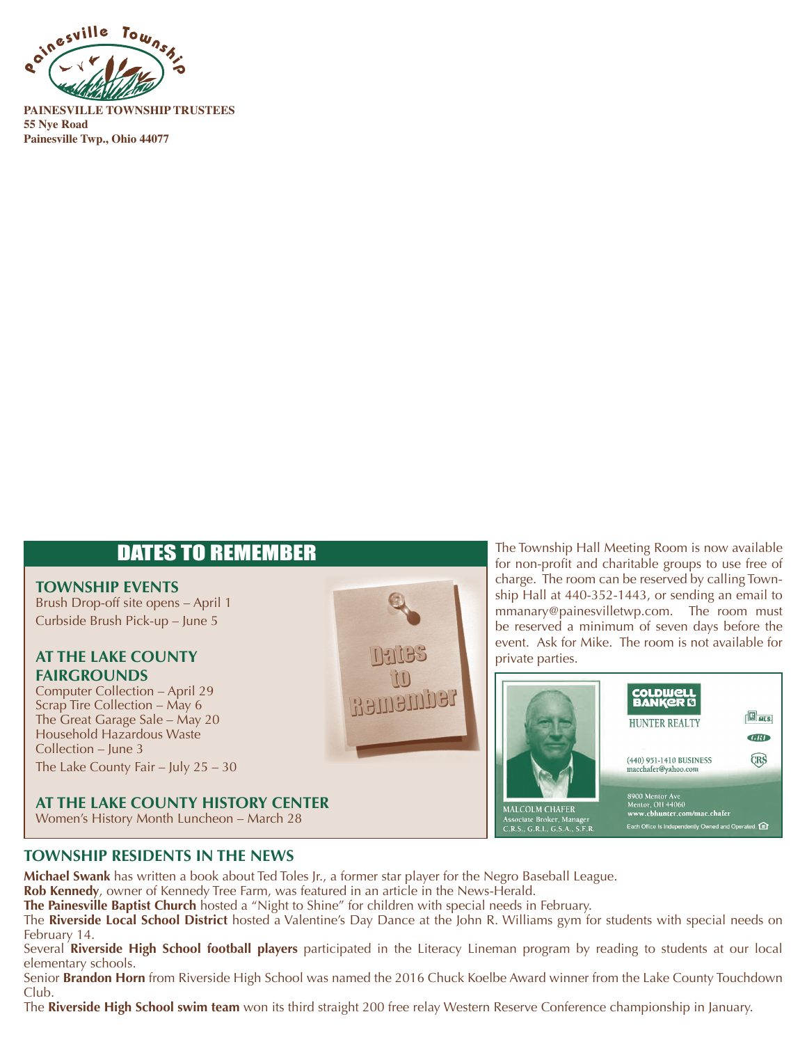Painesville Township

**PAINESVILLE TOWNSHIP TRUSTEES**
**55 Nye Road**
**Painesville Twp., Ohio 44077**

## DATES TO REMEMBER

### TOWNSHIP EVENTS

Brush Drop-off site opens – April 1
Curbside Brush Pick-up – June 5

### AT THE LAKE COUNTY FAIRGROUNDS

Computer Collection – April 29
Scrap Tire Collection – May 6
The Great Garage Sale – May 20
Household Hazardous Waste Collection – June 3
The Lake County Fair – July 25 – 30

### AT THE LAKE COUNTY HISTORY CENTER

Women's History Month Luncheon – March 28

Dates to Remember

The Township Hall Meeting Room is now available for non-profit and charitable groups to use free of charge. The room can be reserved by calling Township Hall at 440-352-1443, or sending an email to mmanary@painesvilletwp.com. The room must be reserved a minimum of seven days before the event. Ask for Mike. The room is not available for private parties.

COLDWELL BANKER
HUNTER REALTY
(440) 951-1410 BUSINESS
macchafer@yahoo.com
8900 Mentor Ave
Mentor, OH 44060
www.cbhunter.com/mac.chafer
MALCOLM CHAFER
Associate Broker, Manager
C.R.S., G.R.I., G.S.A., S.F.R.
Each Office Is Independently Owned and Operated.

### TOWNSHIP RESIDENTS IN THE NEWS

**Michael Swank** has written a book about Ted Toles Jr., a former star player for the Negro Baseball League.
**Rob Kennedy**, owner of Kennedy Tree Farm, was featured in an article in the News-Herald.
**The Painesville Baptist Church** hosted a "Night to Shine" for children with special needs in February.
The **Riverside Local School District** hosted a Valentine's Day Dance at the John R. Williams gym for students with special needs on February 14.
Several **Riverside High School football players** participated in the Literacy Lineman program by reading to students at our local elementary schools.
Senior **Brandon Horn** from Riverside High School was named the 2016 Chuck Koelbe Award winner from the Lake County Touchdown Club.
The **Riverside High School swim team** won its third straight 200 free relay Western Reserve Conference championship in January.